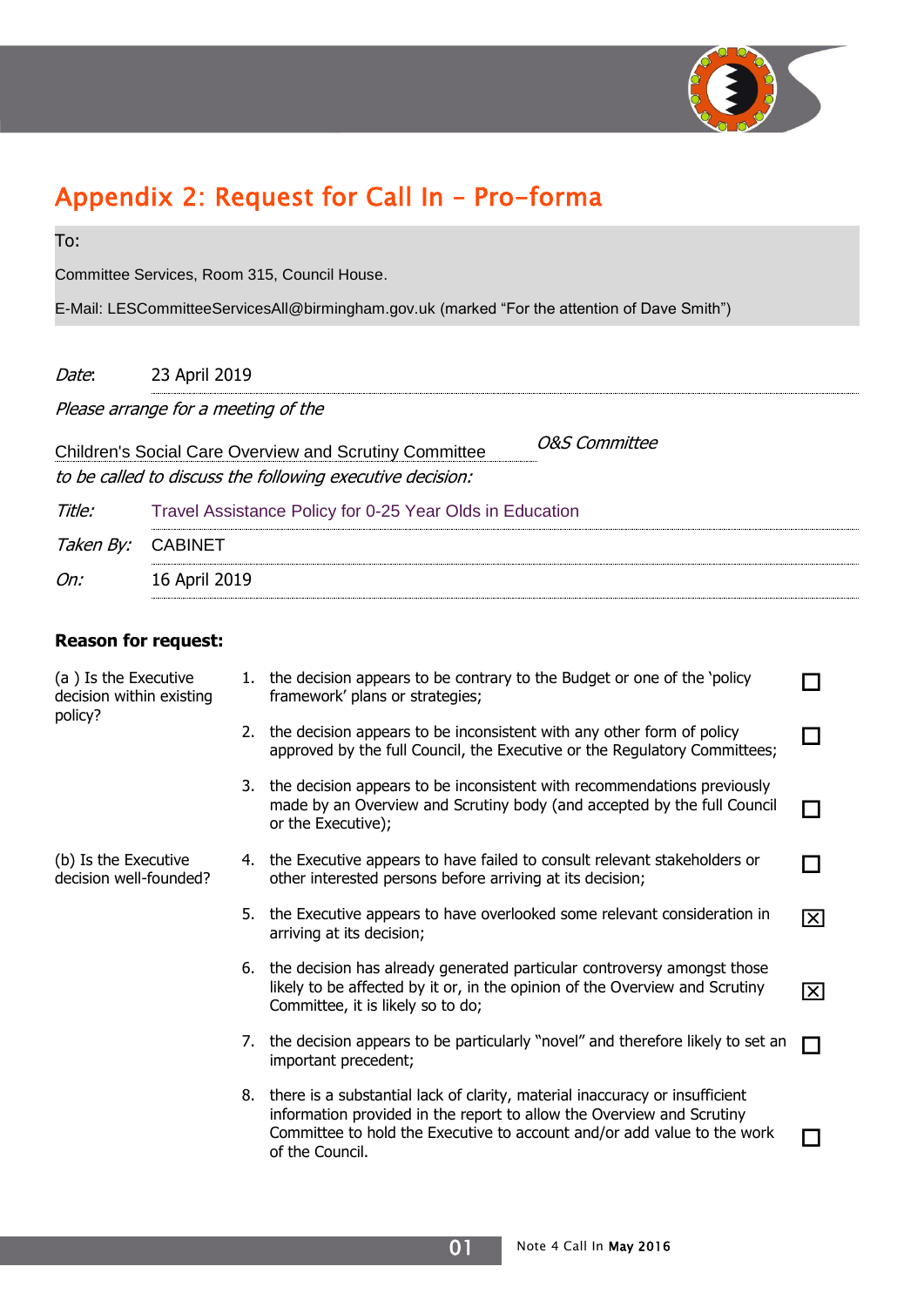# Appendix 2: Request for Call In – Pro-forma

To:

Committee Services, Room 315, Council House.

E-Mail: LESCommitteeServicesAll@birmingham.gov.uk (marked "For the attention of Dave Smith")

*Date*: 23 April 2019

*Please arrange for a meeting of the*

Children's Social Care Overview and Scrutiny Committee *O&S Committee*

*to be called to discuss the following executive decision:*

*Title:* Travel Assistance Policy for 0-25 Year Olds in Education

*Taken By:* CABINET

*On:* 16 April 2019

**Reason for request:**

| | | | |
|---|---|---|---|
| (a ) Is the Executive decision within existing policy? | 1. | the decision appears to be contrary to the Budget or one of the 'policy framework' plans or strategies; | ☐ |
| | 2. | the decision appears to be inconsistent with any other form of policy approved by the full Council, the Executive or the Regulatory Committees; | ☐ |
| | 3. | the decision appears to be inconsistent with recommendations previously made by an Overview and Scrutiny body (and accepted by the full Council or the Executive); | ☐ |
| (b) Is the Executive decision well-founded? | 4. | the Executive appears to have failed to consult relevant stakeholders or other interested persons before arriving at its decision; | ☐ |
| | 5. | the Executive appears to have overlooked some relevant consideration in arriving at its decision; | ☒ |
| | 6. | the decision has already generated particular controversy amongst those likely to be affected by it or, in the opinion of the Overview and Scrutiny Committee, it is likely so to do; | ☒ |
| | 7. | the decision appears to be particularly "novel" and therefore likely to set an important precedent; | ☐ |
| | 8. | there is a substantial lack of clarity, material inaccuracy or insufficient information provided in the report to allow the Overview and Scrutiny Committee to hold the Executive to account and/or add value to the work of the Council. | ☐ |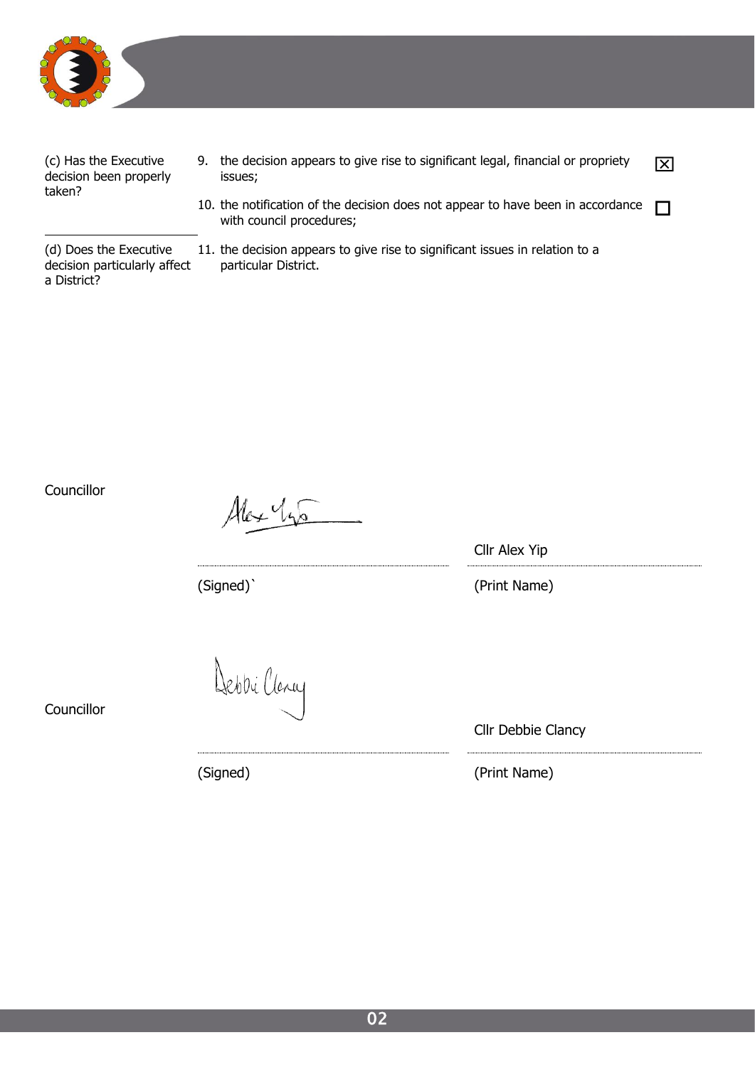| | | |
|---|---|---|
| (c) Has the Executive decision been properly taken? | 9. the decision appears to give rise to significant legal, financial or propriety issues; | ☒ |
| | 10. the notification of the decision does not appear to have been in accordance with council procedures; | ☐ |
| (d) Does the Executive decision particularly affect a District? | 11. the decision appears to give rise to significant issues in relation to a particular District. | |

Councillor

(Signed)` Cllr Alex Yip (Print Name)

Councillor

(Signed) Cllr Debbie Clancy (Print Name)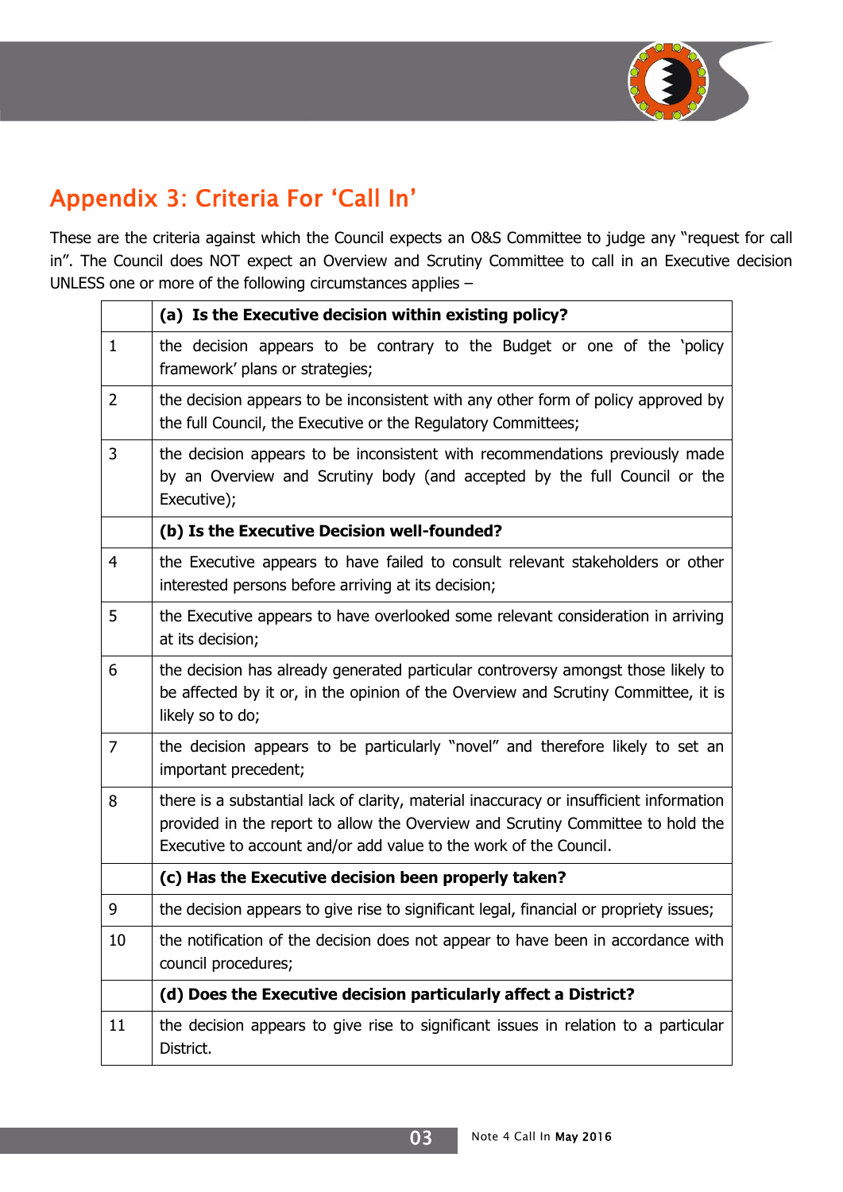## Appendix 3: Criteria For 'Call In'

These are the criteria against which the Council expects an O&S Committee to judge any "request for call in". The Council does NOT expect an Overview and Scrutiny Committee to call in an Executive decision UNLESS one or more of the following circumstances applies –

| | |
|---|---|
| | **(a) Is the Executive decision within existing policy?** |
| 1 | the decision appears to be contrary to the Budget or one of the 'policy framework' plans or strategies; |
| 2 | the decision appears to be inconsistent with any other form of policy approved by the full Council, the Executive or the Regulatory Committees; |
| 3 | the decision appears to be inconsistent with recommendations previously made by an Overview and Scrutiny body (and accepted by the full Council or the Executive); |
| | **(b) Is the Executive Decision well-founded?** |
| 4 | the Executive appears to have failed to consult relevant stakeholders or other interested persons before arriving at its decision; |
| 5 | the Executive appears to have overlooked some relevant consideration in arriving at its decision; |
| 6 | the decision has already generated particular controversy amongst those likely to be affected by it or, in the opinion of the Overview and Scrutiny Committee, it is likely so to do; |
| 7 | the decision appears to be particularly "novel" and therefore likely to set an important precedent; |
| 8 | there is a substantial lack of clarity, material inaccuracy or insufficient information provided in the report to allow the Overview and Scrutiny Committee to hold the Executive to account and/or add value to the work of the Council. |
| | **(c) Has the Executive decision been properly taken?** |
| 9 | the decision appears to give rise to significant legal, financial or propriety issues; |
| 10 | the notification of the decision does not appear to have been in accordance with council procedures; |
| | **(d) Does the Executive decision particularly affect a District?** |
| 11 | the decision appears to give rise to significant issues in relation to a particular District. |